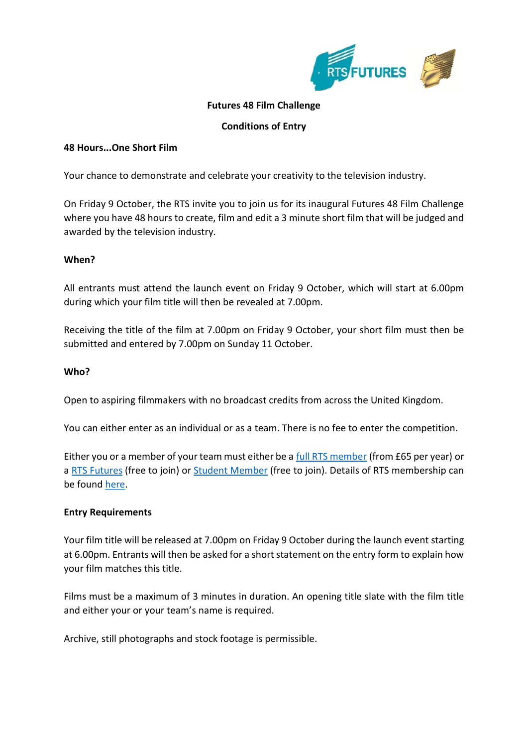# Futures 48 Film Challenge

## Conditions of Entry

### 48 Hours...One Short Film

Your chance to demonstrate and celebrate your creativity to the television industry.

On Friday 9 October, the RTS invite you to join us for its inaugural Futures 48 Film Challenge where you have 48 hours to create, film and edit a 3 minute short film that will be judged and awarded by the television industry.

### When?

All entrants must attend the launch event on Friday 9 October, which will start at 6.00pm during which your film title will then be revealed at 7.00pm.

Receiving the title of the film at 7.00pm on Friday 9 October, your short film must then be submitted and entered by 7.00pm on Sunday 11 October.

### Who?

Open to aspiring filmmakers with no broadcast credits from across the United Kingdom.

You can either enter as an individual or as a team. There is no fee to enter the competition.

Either you or a member of your team must either be a full RTS member (from £65 per year) or a RTS Futures (free to join) or Student Member (free to join). Details of RTS membership can be found here.

### Entry Requirements

Your film title will be released at 7.00pm on Friday 9 October during the launch event starting at 6.00pm. Entrants will then be asked for a short statement on the entry form to explain how your film matches this title.

Films must be a maximum of 3 minutes in duration. An opening title slate with the film title and either your or your team's name is required.

Archive, still photographs and stock footage is permissible.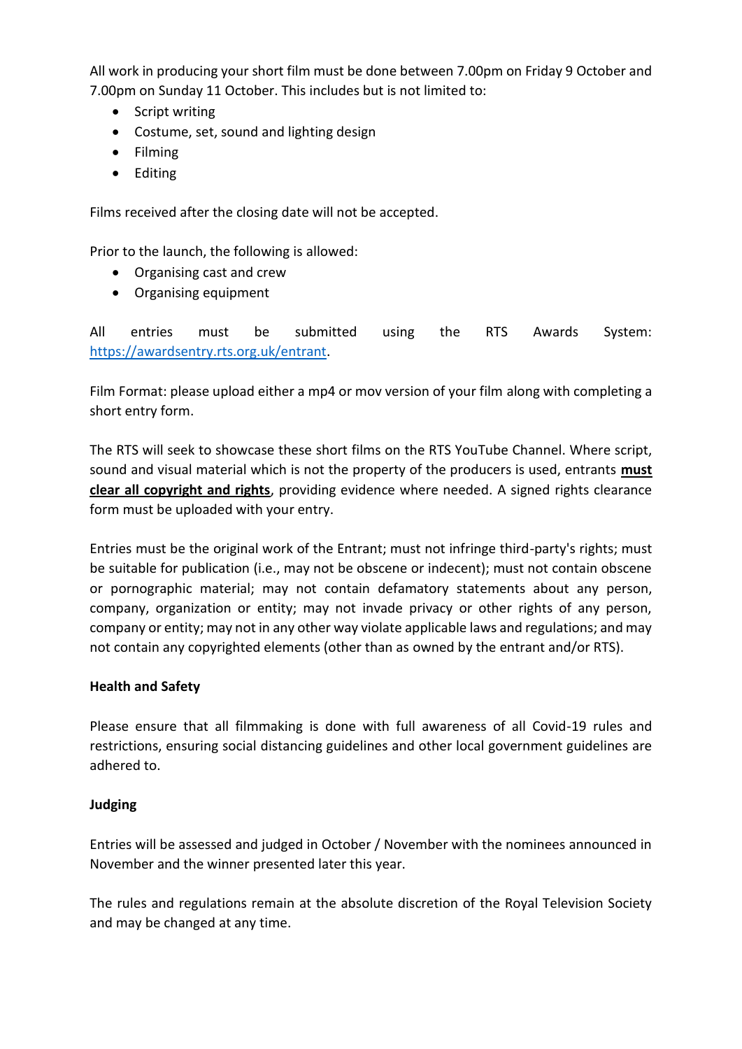All work in producing your short film must be done between 7.00pm on Friday 9 October and 7.00pm on Sunday 11 October. This includes but is not limited to:

- Script writing
- Costume, set, sound and lighting design
- Filming
- Editing

Films received after the closing date will not be accepted.

Prior to the launch, the following is allowed:

- Organising cast and crew
- Organising equipment

All entries must be submitted using the RTS Awards System: https://awardsentry.rts.org.uk/entrant.

Film Format: please upload either a mp4 or mov version of your film along with completing a short entry form.

The RTS will seek to showcase these short films on the RTS YouTube Channel. Where script, sound and visual material which is not the property of the producers is used, entrants **must clear all copyright and rights**, providing evidence where needed. A signed rights clearance form must be uploaded with your entry.

Entries must be the original work of the Entrant; must not infringe third-party's rights; must be suitable for publication (i.e., may not be obscene or indecent); must not contain obscene or pornographic material; may not contain defamatory statements about any person, company, organization or entity; may not invade privacy or other rights of any person, company or entity; may not in any other way violate applicable laws and regulations; and may not contain any copyrighted elements (other than as owned by the entrant and/or RTS).

**Health and Safety**

Please ensure that all filmmaking is done with full awareness of all Covid-19 rules and restrictions, ensuring social distancing guidelines and other local government guidelines are adhered to.

**Judging**

Entries will be assessed and judged in October / November with the nominees announced in November and the winner presented later this year.

The rules and regulations remain at the absolute discretion of the Royal Television Society and may be changed at any time.